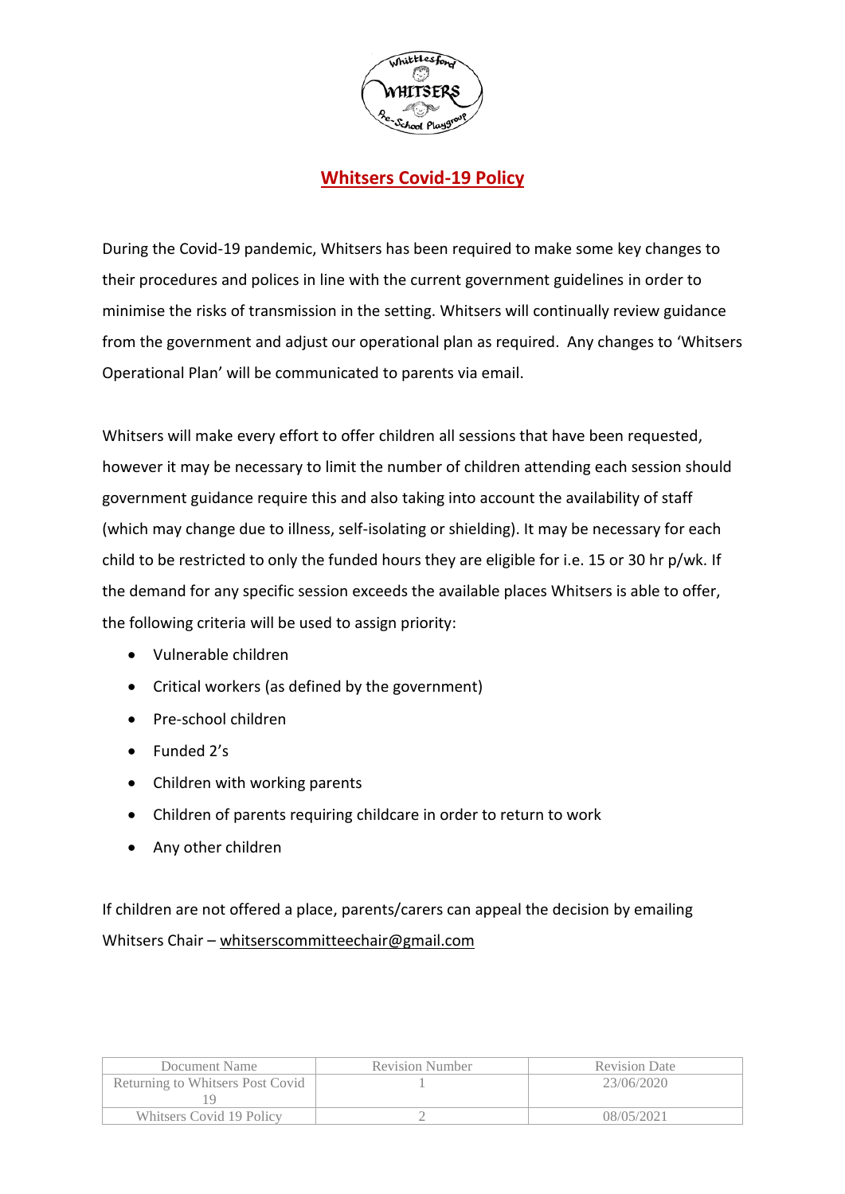# Whitsers Covid-19 Policy

During the Covid-19 pandemic, Whitsers has been required to make some key changes to their procedures and polices in line with the current government guidelines in order to minimise the risks of transmission in the setting. Whitsers will continually review guidance from the government and adjust our operational plan as required. Any changes to 'Whitsers Operational Plan' will be communicated to parents via email.

Whitsers will make every effort to offer children all sessions that have been requested, however it may be necessary to limit the number of children attending each session should government guidance require this and also taking into account the availability of staff (which may change due to illness, self-isolating or shielding). It may be necessary for each child to be restricted to only the funded hours they are eligible for i.e. 15 or 30 hr p/wk. If the demand for any specific session exceeds the available places Whitsers is able to offer, the following criteria will be used to assign priority:

- Vulnerable children
- Critical workers (as defined by the government)
- Pre-school children
- Funded 2's
- Children with working parents
- Children of parents requiring childcare in order to return to work
- Any other children

If children are not offered a place, parents/carers can appeal the decision by emailing Whitsers Chair – whitserscommitteechair@gmail.com

| Document Name | Revision Number | Revision Date |
|---|---|---|
| Returning to Whitsers Post Covid 19 | 1 | 23/06/2020 |
| Whitsers Covid 19 Policy | 2 | 08/05/2021 |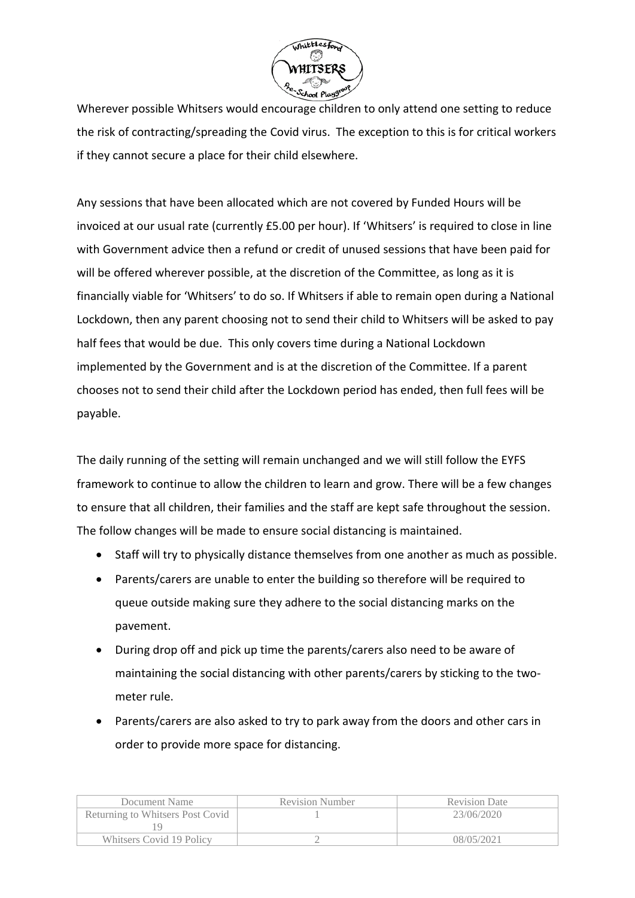Wherever possible Whitsers would encourage children to only attend one setting to reduce the risk of contracting/spreading the Covid virus. The exception to this is for critical workers if they cannot secure a place for their child elsewhere.

Any sessions that have been allocated which are not covered by Funded Hours will be invoiced at our usual rate (currently £5.00 per hour). If 'Whitsers' is required to close in line with Government advice then a refund or credit of unused sessions that have been paid for will be offered wherever possible, at the discretion of the Committee, as long as it is financially viable for 'Whitsers' to do so. If Whitsers if able to remain open during a National Lockdown, then any parent choosing not to send their child to Whitsers will be asked to pay half fees that would be due. This only covers time during a National Lockdown implemented by the Government and is at the discretion of the Committee. If a parent chooses not to send their child after the Lockdown period has ended, then full fees will be payable.

The daily running of the setting will remain unchanged and we will still follow the EYFS framework to continue to allow the children to learn and grow. There will be a few changes to ensure that all children, their families and the staff are kept safe throughout the session. The follow changes will be made to ensure social distancing is maintained.

- Staff will try to physically distance themselves from one another as much as possible.
- Parents/carers are unable to enter the building so therefore will be required to queue outside making sure they adhere to the social distancing marks on the pavement.
- During drop off and pick up time the parents/carers also need to be aware of maintaining the social distancing with other parents/carers by sticking to the two-meter rule.
- Parents/carers are also asked to try to park away from the doors and other cars in order to provide more space for distancing.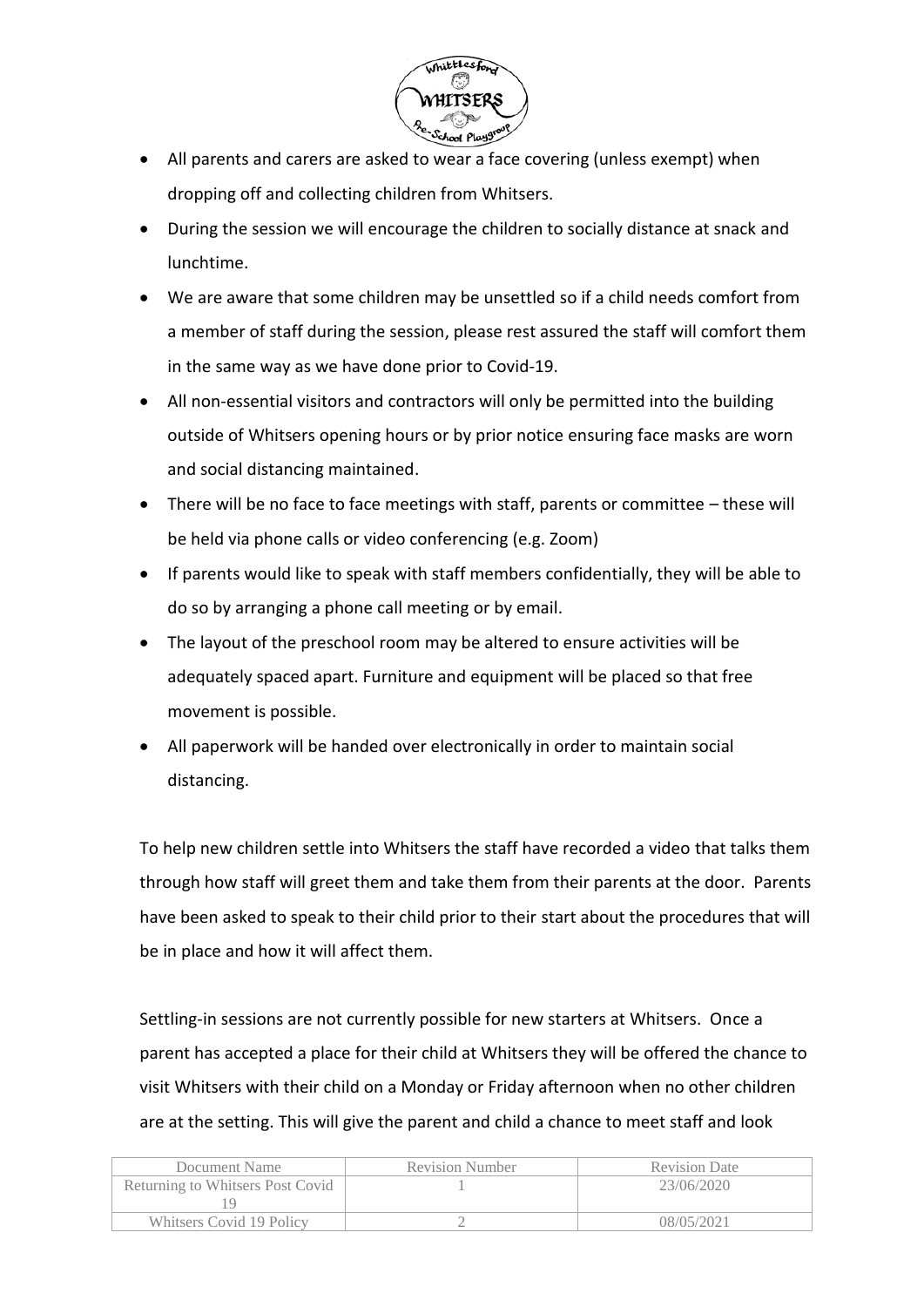- All parents and carers are asked to wear a face covering (unless exempt) when dropping off and collecting children from Whitsers.
- During the session we will encourage the children to socially distance at snack and lunchtime.
- We are aware that some children may be unsettled so if a child needs comfort from a member of staff during the session, please rest assured the staff will comfort them in the same way as we have done prior to Covid-19.
- All non-essential visitors and contractors will only be permitted into the building outside of Whitsers opening hours or by prior notice ensuring face masks are worn and social distancing maintained.
- There will be no face to face meetings with staff, parents or committee – these will be held via phone calls or video conferencing (e.g. Zoom)
- If parents would like to speak with staff members confidentially, they will be able to do so by arranging a phone call meeting or by email.
- The layout of the preschool room may be altered to ensure activities will be adequately spaced apart. Furniture and equipment will be placed so that free movement is possible.
- All paperwork will be handed over electronically in order to maintain social distancing.

To help new children settle into Whitsers the staff have recorded a video that talks them through how staff will greet them and take them from their parents at the door. Parents have been asked to speak to their child prior to their start about the procedures that will be in place and how it will affect them.

Settling-in sessions are not currently possible for new starters at Whitsers. Once a parent has accepted a place for their child at Whitsers they will be offered the chance to visit Whitsers with their child on a Monday or Friday afternoon when no other children are at the setting. This will give the parent and child a chance to meet staff and look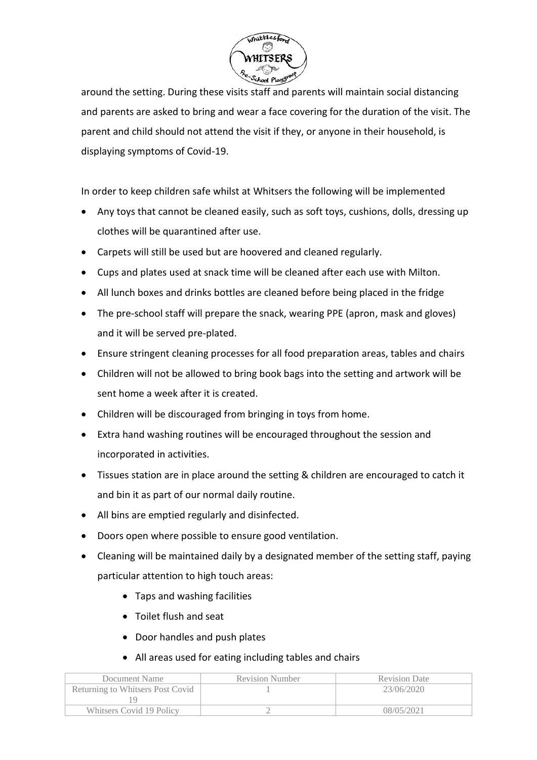around the setting. During these visits staff and parents will maintain social distancing and parents are asked to bring and wear a face covering for the duration of the visit. The parent and child should not attend the visit if they, or anyone in their household, is displaying symptoms of Covid-19.

In order to keep children safe whilst at Whitsers the following will be implemented

- Any toys that cannot be cleaned easily, such as soft toys, cushions, dolls, dressing up clothes will be quarantined after use.
- Carpets will still be used but are hoovered and cleaned regularly.
- Cups and plates used at snack time will be cleaned after each use with Milton.
- All lunch boxes and drinks bottles are cleaned before being placed in the fridge
- The pre-school staff will prepare the snack, wearing PPE (apron, mask and gloves) and it will be served pre-plated.
- Ensure stringent cleaning processes for all food preparation areas, tables and chairs
- Children will not be allowed to bring book bags into the setting and artwork will be sent home a week after it is created.
- Children will be discouraged from bringing in toys from home.
- Extra hand washing routines will be encouraged throughout the session and incorporated in activities.
- Tissues station are in place around the setting & children are encouraged to catch it and bin it as part of our normal daily routine.
- All bins are emptied regularly and disinfected.
- Doors open where possible to ensure good ventilation.
- Cleaning will be maintained daily by a designated member of the setting staff, paying particular attention to high touch areas:
    - Taps and washing facilities
    - Toilet flush and seat
    - Door handles and push plates
    - All areas used for eating including tables and chairs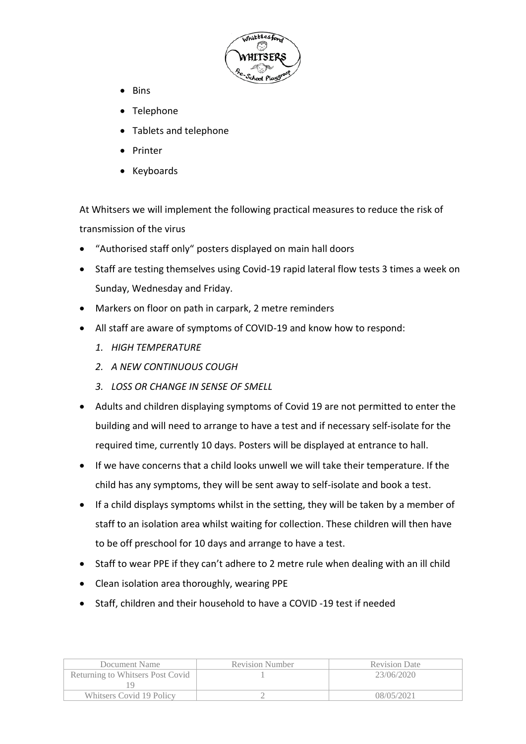- Bins
- Telephone
- Tablets and telephone
- Printer
- Keyboards

At Whitsers we will implement the following practical measures to reduce the risk of transmission of the virus

- "Authorised staff only" posters displayed on main hall doors
- Staff are testing themselves using Covid-19 rapid lateral flow tests 3 times a week on Sunday, Wednesday and Friday.
- Markers on floor on path in carpark, 2 metre reminders
- All staff are aware of symptoms of COVID-19 and know how to respond:
    1. *HIGH TEMPERATURE*
    2. *A NEW CONTINUOUS COUGH*
    3. *LOSS OR CHANGE IN SENSE OF SMELL*
- Adults and children displaying symptoms of Covid 19 are not permitted to enter the building and will need to arrange to have a test and if necessary self-isolate for the required time, currently 10 days. Posters will be displayed at entrance to hall.
- If we have concerns that a child looks unwell we will take their temperature. If the child has any symptoms, they will be sent away to self-isolate and book a test.
- If a child displays symptoms whilst in the setting, they will be taken by a member of staff to an isolation area whilst waiting for collection. These children will then have to be off preschool for 10 days and arrange to have a test.
- Staff to wear PPE if they can't adhere to 2 metre rule when dealing with an ill child
- Clean isolation area thoroughly, wearing PPE
- Staff, children and their household to have a COVID -19 test if needed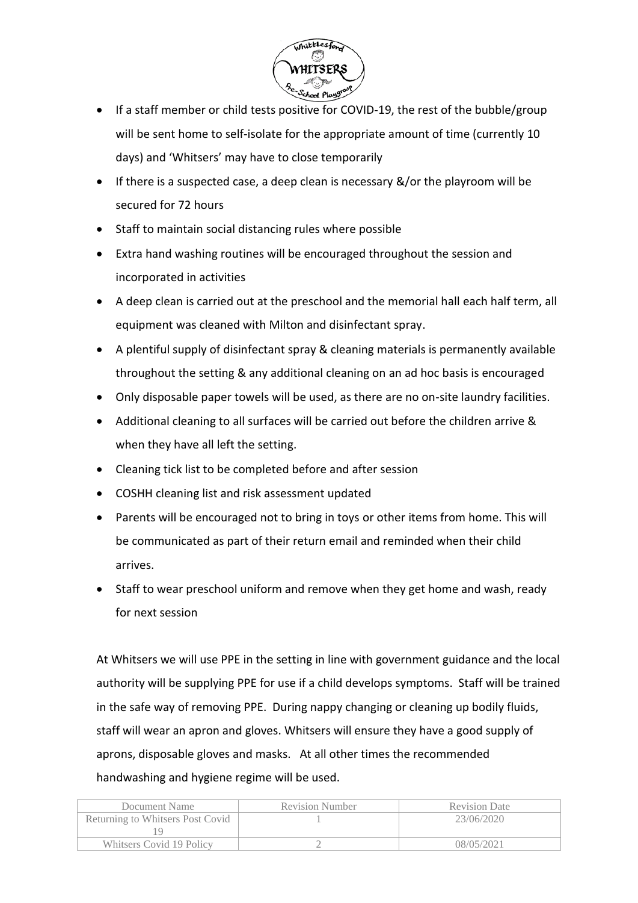- If a staff member or child tests positive for COVID-19, the rest of the bubble/group will be sent home to self-isolate for the appropriate amount of time (currently 10 days) and 'Whitsers' may have to close temporarily
- If there is a suspected case, a deep clean is necessary &/or the playroom will be secured for 72 hours
- Staff to maintain social distancing rules where possible
- Extra hand washing routines will be encouraged throughout the session and incorporated in activities
- A deep clean is carried out at the preschool and the memorial hall each half term, all equipment was cleaned with Milton and disinfectant spray.
- A plentiful supply of disinfectant spray & cleaning materials is permanently available throughout the setting & any additional cleaning on an ad hoc basis is encouraged
- Only disposable paper towels will be used, as there are no on-site laundry facilities.
- Additional cleaning to all surfaces will be carried out before the children arrive & when they have all left the setting.
- Cleaning tick list to be completed before and after session
- COSHH cleaning list and risk assessment updated
- Parents will be encouraged not to bring in toys or other items from home. This will be communicated as part of their return email and reminded when their child arrives.
- Staff to wear preschool uniform and remove when they get home and wash, ready for next session

At Whitsers we will use PPE in the setting in line with government guidance and the local authority will be supplying PPE for use if a child develops symptoms. Staff will be trained in the safe way of removing PPE. During nappy changing or cleaning up bodily fluids, staff will wear an apron and gloves. Whitsers will ensure they have a good supply of aprons, disposable gloves and masks. At all other times the recommended handwashing and hygiene regime will be used.

| Document Name | Revision Number | Revision Date |
|---|---|---|
| Returning to Whitsers Post Covid 19 | 1 | 23/06/2020 |
| Whitsers Covid 19 Policy | 2 | 08/05/2021 |